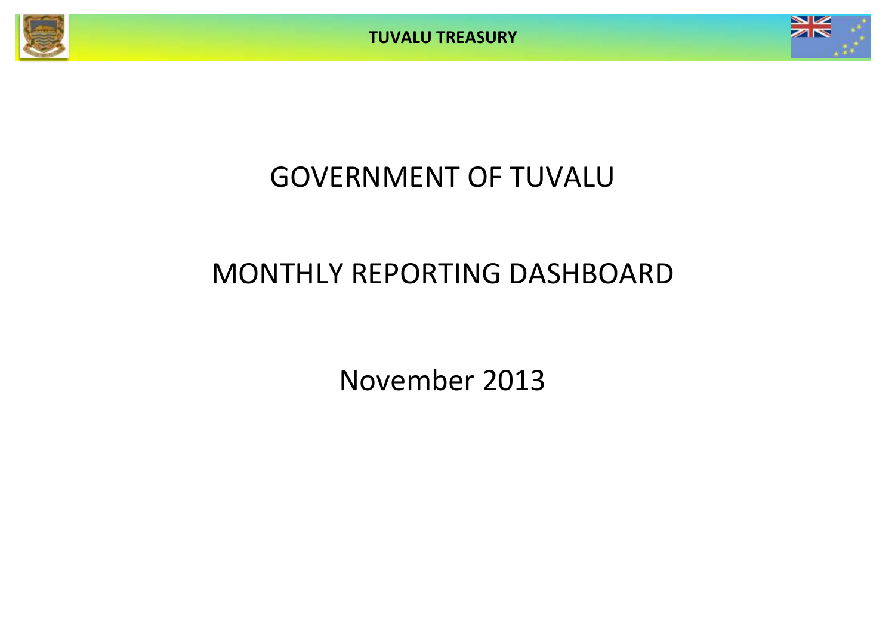TUVALU TREASURY

# GOVERNMENT OF TUVALU

# MONTHLY REPORTING DASHBOARD

## November 2013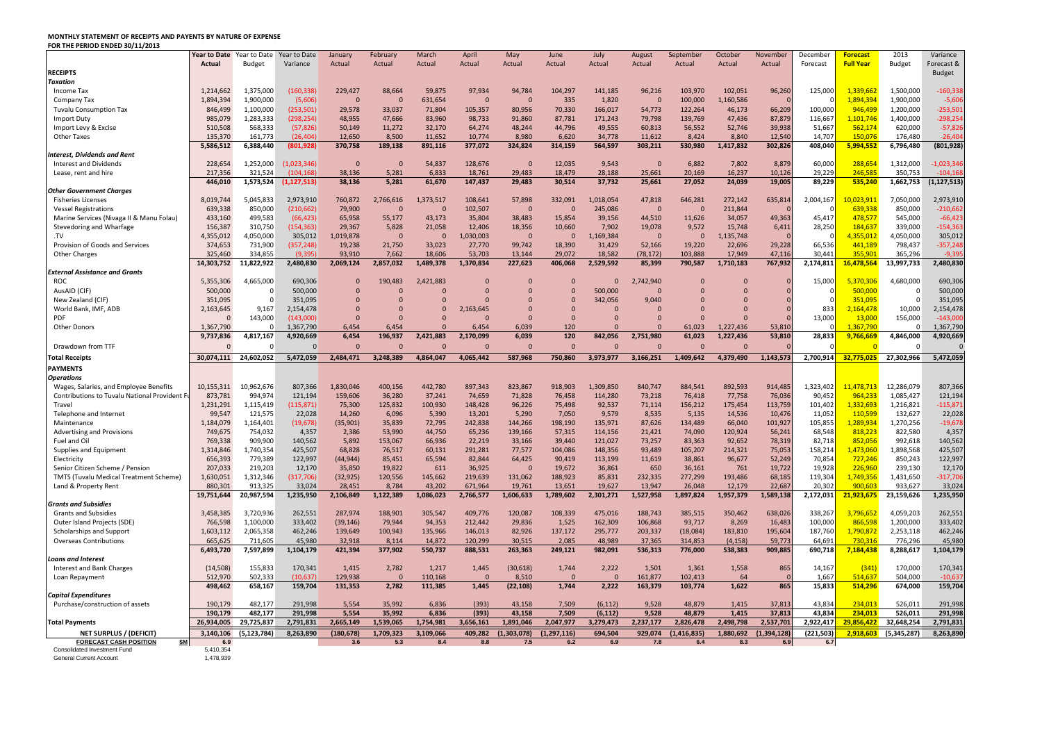**MONTHLY STATEMENT OF RECEIPTS AND PAYENTS BY NATURE OF EXPENSE**
**FOR THE PERIOD ENDED 30/11/2013**

| | Year to Date Actual | Year to Date Budget | Year to Date Variance | January Actual | February Actual | March Actual | April Actual | May Actual | June Actual | July Actual | August Actual | September Actual | October Actual | November Actual | December Forecast | Forecast Full Year | 2013 Budget | Variance Forecast & Budget |
|---|---|---|---|---|---|---|---|---|---|---|---|---|---|---|---|---|---|---|
| **RECEIPTS** | | | | | | | | | | | | | | | | | | |
| ***Taxation*** | | | | | | | | | | | | | | | | | | |
| Income Tax | 1,214,662 | 1,375,000 | (160,338) | 229,427 | 88,664 | 59,875 | 97,934 | 94,784 | 104,297 | 141,185 | 96,216 | 103,970 | 102,051 | 96,260 | 125,000 | 1,339,662 | 1,500,000 | -160,338 |
| Company Tax | 1,894,394 | 1,900,000 | (5,606) | 0 | 0 | 631,654 | 0 | 0 | 335 | 1,820 | 0 | 100,000 | 1,160,586 | 0 | 0 | 1,894,394 | 1,900,000 | -5,606 |
| Tuvalu Consumption Tax | 846,499 | 1,100,000 | (253,501) | 29,578 | 33,037 | 71,804 | 105,357 | 80,956 | 70,330 | 166,017 | 54,773 | 122,264 | 46,173 | 66,209 | 100,000 | 946,499 | 1,200,000 | -253,501 |
| Import Duty | 985,079 | 1,283,333 | (298,254) | 48,955 | 47,666 | 83,960 | 98,733 | 91,860 | 87,781 | 171,243 | 79,798 | 139,769 | 47,436 | 87,879 | 116,667 | 1,101,746 | 1,400,000 | -298,254 |
| Import Levy & Excise | 510,508 | 568,333 | (57,826) | 50,149 | 11,272 | 32,170 | 64,274 | 48,244 | 44,796 | 49,555 | 60,813 | 56,552 | 52,746 | 39,938 | 51,667 | 562,174 | 620,000 | -57,826 |
| Other Taxes | 135,370 | 161,773 | (26,404) | 12,650 | 8,500 | 11,652 | 10,774 | 8,980 | 6,620 | 34,778 | 11,612 | 8,424 | 8,840 | 12,540 | 14,707 | 150,076 | 176,480 | -26,404 |
| | 5,586,512 | 6,388,440 | (801,928) | 370,758 | 189,138 | 891,116 | 377,072 | 324,824 | 314,159 | 564,597 | 303,211 | 530,980 | 1,417,832 | 302,826 | 408,040 | 5,994,552 | 6,796,480 | (801,928) |
| ***Interest, Dividends and Rent*** | | | | | | | | | | | | | | | | | | |
| Interest and Dividends | 228,654 | 1,252,000 | (1,023,346) | 0 | 0 | 54,837 | 128,676 | 0 | 12,035 | 9,543 | 0 | 6,882 | 7,802 | 8,879 | 60,000 | 288,654 | 1,312,000 | -1,023,346 |
| Lease, rent and hire | 217,356 | 321,524 | (104,168) | 38,136 | 5,281 | 6,833 | 18,761 | 29,483 | 18,479 | 28,188 | 25,661 | 20,169 | 16,237 | 10,126 | 29,229 | 246,585 | 350,753 | -104,168 |
| | 446,010 | 1,573,524 | (1,127,513) | 38,136 | 5,281 | 61,670 | 147,437 | 29,483 | 30,514 | 37,732 | 25,661 | 27,052 | 24,039 | 19,005 | 89,229 | 535,240 | 1,662,753 | (1,127,513) |
| ***Other Government Charges*** | | | | | | | | | | | | | | | | | | |
| Fisheries Licenses | 8,019,744 | 5,045,833 | 2,973,910 | 760,872 | 2,766,616 | 1,373,517 | 108,641 | 57,898 | 332,091 | 1,018,054 | 47,818 | 646,281 | 272,142 | 635,814 | 2,004,167 | 10,023,911 | 7,050,000 | 2,973,910 |
| Vessel Registrations | 639,338 | 850,000 | (210,662) | 79,900 | 0 | 0 | 102,507 | 0 | 0 | 245,086 | 0 | 0 | 211,844 | 0 | 0 | 639,338 | 850,000 | -210,662 |
| Marine Services (Nivaga II & Manu Folau) | 433,160 | 499,583 | (66,423) | 65,958 | 55,177 | 43,173 | 35,804 | 38,483 | 15,854 | 39,156 | 44,510 | 11,626 | 34,057 | 49,363 | 45,417 | 478,577 | 545,000 | -66,423 |
| Stevedoring and Wharfage | 156,387 | 310,750 | (154,363) | 29,367 | 5,828 | 21,058 | 12,406 | 18,356 | 10,660 | 7,902 | 19,078 | 9,572 | 15,748 | 6,411 | 28,250 | 184,637 | 339,000 | -154,363 |
| .TV | 4,355,012 | 4,050,000 | 305,012 | 1,019,878 | 0 | 0 | 1,030,003 | 0 | 0 | 1,169,384 | 0 | 0 | 1,135,748 | 0 | 0 | 4,355,012 | 4,050,000 | 305,012 |
| Provision of Goods and Services | 374,653 | 731,900 | (357,248) | 19,238 | 21,750 | 33,023 | 27,770 | 99,742 | 18,390 | 31,429 | 52,166 | 19,220 | 22,696 | 29,228 | 66,536 | 441,189 | 798,437 | -357,248 |
| Other Charges | 325,460 | 334,855 | (9,395) | 93,910 | 7,662 | 18,606 | 53,703 | 13,144 | 29,072 | 18,582 | (78,172) | 103,888 | 17,949 | 47,116 | 30,441 | 355,901 | 365,296 | -9,395 |
| | 14,303,752 | 11,822,922 | 2,480,830 | 2,069,124 | 2,857,032 | 1,489,378 | 1,370,834 | 227,623 | 406,068 | 2,529,592 | 85,399 | 790,587 | 1,710,183 | 767,932 | 2,174,811 | 16,478,564 | 13,997,733 | 2,480,830 |
| ***External Assistance and Grants*** | | | | | | | | | | | | | | | | | | |
| ROC | 5,355,306 | 4,665,000 | 690,306 | 0 | 190,483 | 2,421,883 | 0 | 0 | 0 | 0 | 2,742,940 | 0 | 0 | 0 | 15,000 | 5,370,306 | 4,680,000 | 690,306 |
| AusAID (CIF) | 500,000 | 0 | 500,000 | 0 | 0 | 0 | 0 | 0 | 0 | 500,000 | 0 | 0 | 0 | 0 | 0 | 500,000 | 0 | 500,000 |
| New Zealand (CIF) | 351,095 | 0 | 351,095 | 0 | 0 | 0 | 0 | 0 | 0 | 342,056 | 9,040 | 0 | 0 | 0 | 0 | 351,095 | 0 | 351,095 |
| World Bank, IMF, ADB | 2,163,645 | 9,167 | 2,154,478 | 0 | 0 | 0 | 2,163,645 | 0 | 0 | 0 | 0 | 0 | 0 | 0 | 833 | 2,164,478 | 10,000 | 2,154,478 |
| PDF | 0 | 143,000 | (143,000) | 0 | 0 | 0 | 0 | 0 | 0 | 0 | 0 | 0 | 0 | 0 | 13,000 | 13,000 | 156,000 | -143,000 |
| Other Donors | 1,367,790 | 0 | 1,367,790 | 6,454 | 6,454 | 0 | 6,454 | 6,039 | 120 | 0 | 0 | 61,023 | 1,227,436 | 53,810 | 0 | 1,367,790 | 0 | 1,367,790 |
| | 9,737,836 | 4,817,167 | 4,920,669 | 6,454 | 196,937 | 2,421,883 | 2,170,099 | 6,039 | 120 | 842,056 | 2,751,980 | 61,023 | 1,227,436 | 53,810 | 28,833 | 9,766,669 | 4,846,000 | 4,920,669 |
| Drawdown from TTF | 0 | 0 | 0 | 0 | 0 | 0 | 0 | 0 | 0 | 0 | 0 | 0 | 0 | 0 | 0 | 0 | 0 | 0 |
| **Total Receipts** | 30,074,111 | 24,602,052 | 5,472,059 | 2,484,471 | 3,248,389 | 4,864,047 | 4,065,442 | 587,968 | 750,860 | 3,973,977 | 3,166,251 | 1,409,642 | 4,379,490 | 1,143,573 | 2,700,914 | 32,775,025 | 27,302,966 | 5,472,059 |
| **PAYMENTS** | | | | | | | | | | | | | | | | | | |
| ***Operations*** | | | | | | | | | | | | | | | | | | |
| Wages, Salaries, and Employee Benefits | 10,155,311 | 10,962,676 | 807,366 | 1,830,046 | 400,156 | 442,780 | 897,343 | 823,867 | 918,903 | 1,309,850 | 840,747 | 884,541 | 892,593 | 914,485 | 1,323,402 | 11,478,713 | 12,286,079 | 807,366 |
| Contributions to Tuvalu National Provident Fu | 873,781 | 994,974 | 121,194 | 159,606 | 36,280 | 37,241 | 74,659 | 71,828 | 76,458 | 114,280 | 73,218 | 76,418 | 77,758 | 76,036 | 90,452 | 964,233 | 1,085,427 | 121,194 |
| Travel | 1,231,291 | 1,115,419 | (115,871) | 75,300 | 125,832 | 100,930 | 148,428 | 96,226 | 75,498 | 92,537 | 71,114 | 156,212 | 175,454 | 113,759 | 101,402 | 1,332,693 | 1,216,821 | -115,871 |
| Telephone and Internet | 99,547 | 121,575 | 22,028 | 14,260 | 6,096 | 5,390 | 13,201 | 5,290 | 7,050 | 9,579 | 8,535 | 5,135 | 14,536 | 10,476 | 11,052 | 110,599 | 132,627 | 22,028 |
| Maintenance | 1,184,079 | 1,164,401 | (19,678) | (35,901) | 35,839 | 72,795 | 242,838 | 144,266 | 198,190 | 135,971 | 87,626 | 134,489 | 66,040 | 101,927 | 105,855 | 1,289,934 | 1,270,256 | -19,678 |
| Advertising and Provisions | 749,675 | 754,032 | 4,357 | 2,386 | 53,990 | 44,750 | 65,236 | 139,166 | 57,315 | 114,156 | 21,421 | 74,090 | 120,924 | 56,241 | 68,548 | 818,223 | 822,580 | 4,357 |
| Fuel and Oil | 769,338 | 909,900 | 140,562 | 5,892 | 153,067 | 66,936 | 22,219 | 33,166 | 39,440 | 121,027 | 73,257 | 83,363 | 92,652 | 78,319 | 82,718 | 852,056 | 992,618 | 140,562 |
| Supplies and Equipment | 1,314,846 | 1,740,354 | 425,507 | 68,828 | 76,517 | 60,131 | 291,281 | 77,577 | 104,086 | 148,356 | 93,489 | 105,207 | 214,321 | 75,053 | 158,214 | 1,473,060 | 1,898,568 | 425,507 |
| Electricity | 656,393 | 779,389 | 122,997 | (44,944) | 85,451 | 65,594 | 82,844 | 64,425 | 90,419 | 113,199 | 11,619 | 38,861 | 96,677 | 52,249 | 70,854 | 727,246 | 850,243 | 122,997 |
| Senior Citizen Scheme / Pension | 207,033 | 219,203 | 12,170 | 35,850 | 19,822 | 611 | 36,925 | 0 | 19,672 | 36,861 | 650 | 36,161 | 761 | 19,722 | 19,928 | 226,960 | 239,130 | 12,170 |
| TMTS (Tuvalu Medical Treatment Scheme) | 1,630,051 | 1,312,346 | (317,706) | (32,925) | 120,556 | 145,662 | 219,639 | 131,062 | 188,923 | 85,831 | 232,335 | 277,299 | 193,486 | 68,185 | 119,304 | 1,749,356 | 1,431,650 | -317,706 |
| Land & Property Rent | 880,301 | 913,325 | 33,024 | 28,451 | 8,784 | 43,202 | 671,964 | 19,761 | 13,651 | 19,627 | 13,947 | 26,048 | 12,179 | 22,687 | 20,302 | 900,603 | 933,627 | 33,024 |
| | 19,751,644 | 20,987,594 | 1,235,950 | 2,106,849 | 1,122,389 | 1,086,023 | 2,766,577 | 1,606,633 | 1,789,602 | 2,301,271 | 1,527,958 | 1,897,824 | 1,957,379 | 1,589,138 | 2,172,031 | 21,923,675 | 23,159,626 | 1,235,950 |
| ***Grants and Subsidies*** | | | | | | | | | | | | | | | | | | |
| Grants and Subsidies | 3,458,385 | 3,720,936 | 262,551 | 287,974 | 188,901 | 305,547 | 409,776 | 120,087 | 108,339 | 475,016 | 188,743 | 385,515 | 350,462 | 638,026 | 338,267 | 3,796,652 | 4,059,203 | 262,551 |
| Outer Island Projects (SDE) | 766,598 | 1,100,000 | 333,402 | (39,146) | 79,944 | 94,353 | 212,442 | 29,836 | 1,525 | 162,309 | 106,868 | 93,717 | 8,269 | 16,483 | 100,000 | 866,598 | 1,200,000 | 333,402 |
| Scholarships and Support | 1,603,112 | 2,065,358 | 462,246 | 139,649 | 100,943 | 135,966 | 146,013 | 82,926 | 137,172 | 295,777 | 203,337 | (18,084) | 183,810 | 195,604 | 187,760 | 1,790,872 | 2,253,118 | 462,246 |
| Overseas Contributions | 665,625 | 711,605 | 45,980 | 32,918 | 8,114 | 14,872 | 120,299 | 30,515 | 2,085 | 48,989 | 37,365 | 314,853 | (4,158) | 59,773 | 64,691 | 730,316 | 776,296 | 45,980 |
| | 6,493,720 | 7,597,899 | 1,104,179 | 421,394 | 377,902 | 550,737 | 888,531 | 263,363 | 249,121 | 982,091 | 536,313 | 776,000 | 538,383 | 909,885 | 690,718 | 7,184,438 | 8,288,617 | 1,104,179 |
| ***Loans and Interest*** | | | | | | | | | | | | | | | | | | |
| Interest and Bank Charges | (14,508) | 155,833 | 170,341 | 1,415 | 2,782 | 1,217 | 1,445 | (30,618) | 1,744 | 2,222 | 1,501 | 1,361 | 1,558 | 865 | 14,167 | (341) | 170,000 | 170,341 |
| Loan Repayment | 512,970 | 502,333 | (10,637) | 129,938 | 0 | 110,168 | 0 | 8,510 | 0 | 0 | 161,877 | 102,413 | 64 | 0 | 1,667 | 514,637 | 504,000 | -10,637 |
| | 498,462 | 658,167 | 159,704 | 131,353 | 2,782 | 111,385 | 1,445 | (22,108) | 1,744 | 2,222 | 163,379 | 103,774 | 1,622 | 865 | 15,833 | 514,296 | 674,000 | 159,704 |
| ***Capital Expenditures*** | | | | | | | | | | | | | | | | | | |
| Purchase/construction of assets | 190,179 | 482,177 | 291,998 | 5,554 | 35,992 | 6,836 | (393) | 43,158 | 7,509 | (6,112) | 9,528 | 48,879 | 1,415 | 37,813 | 43,834 | 234,013 | 526,011 | 291,998 |
| | 190,179 | 482,177 | 291,998 | 5,554 | 35,992 | 6,836 | (393) | 43,158 | 7,509 | (6,112) | 9,528 | 48,879 | 1,415 | 37,813 | 43,834 | 234,013 | 526,011 | 291,998 |
| **Total Payments** | 26,934,005 | 29,725,837 | 2,791,831 | 2,665,149 | 1,539,065 | 1,754,981 | 3,656,161 | 1,891,046 | 2,047,977 | 3,279,473 | 2,237,177 | 2,826,478 | 2,498,798 | 2,537,701 | 2,922,417 | 29,856,422 | 32,648,254 | 2,791,831 |
| **NET SURPLUS / (DEFICIT)** | 3,140,106 | (5,123,784) | 8,263,890 | (180,678) | 1,709,323 | 3,109,066 | 409,282 | (1,303,078) | (1,297,116) | 694,504 | 929,074 | (1,416,835) | 1,880,692 | (1,394,128) | (221,503) | 2,918,603 | (5,345,287) | 8,263,890 |
| **FORECAST CASH POSITION** $M | 6.9 | | | 3.6 | 5.3 | 8.4 | 8.8 | 7.5 | 6.2 | 6.9 | 7.8 | 6.4 | 8.3 | 6.9 | 6.7 | | | |
| Consolidated Investment Fund | 5,410,354 | | | | | | | | | | | | | | | | | |
| General Current Account | 1,478,939 | | | | | | | | | | | | | | | | | |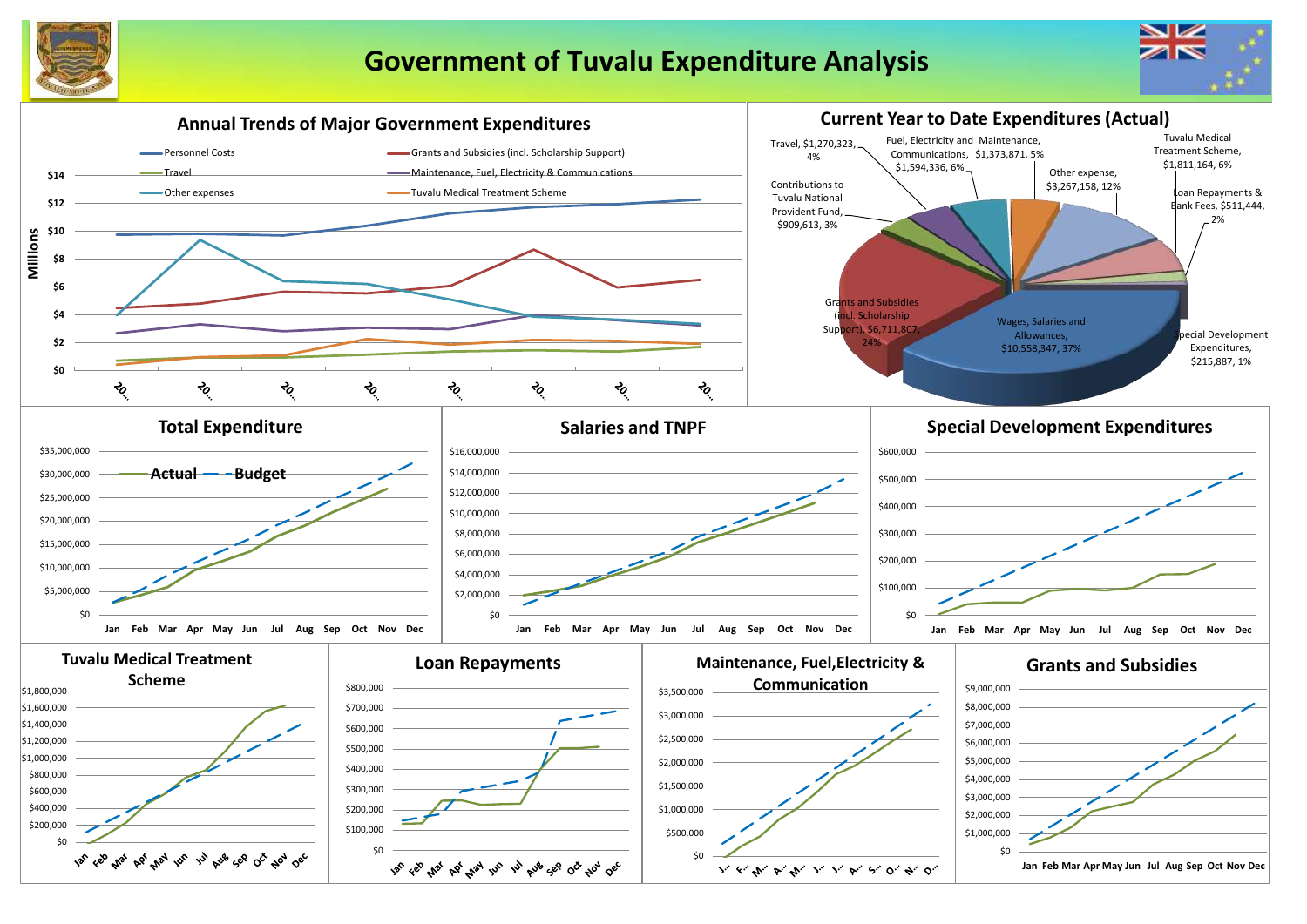# Government of Tuvalu Expenditure Analysis

## Annual Trends of Major Government Expenditures

Legend: Personnel Costs; Grants and Subsidies (incl. Scholarship Support); Travel; Maintenance, Fuel, Electricity & Communications; Other expenses; Tuvalu Medical Treatment Scheme

Millions: $0, $2, $4, $6, $8, $10, $12, $14

X-axis: 20... 20... 20... 20... 20... 20... 20... 20...

## Current Year to Date Expenditures (Actual)

- Travel, $1,270,323, 4%
- Fuel, Electricity and Communications, $1,594,336, 6%
- Maintenance, $1,373,871, 5%
- Tuvalu Medical Treatment Scheme, $1,811,164, 6%
- Other expense, $3,267,158, 12%
- Loan Repayments & Bank Fees, $511,444, 2%
- Contributions to Tuvalu National Provident Fund, $909,613, 3%
- Grants and Subsidies (incl. Scholarship Support), $6,711,807, 24%
- Wages, Salaries and Allowances, $10,558,347, 37%
- Special Development Expenditures, $215,887, 1%

## Total Expenditure

Legend: Actual; Budget

Y-axis: $0 to $35,000,000

X-axis: Jan Feb Mar Apr May Jun Jul Aug Sep Oct Nov Dec

## Salaries and TNPF

Y-axis: $0 to $16,000,000

X-axis: Jan Feb Mar Apr May Jun Jul Aug Sep Oct Nov Dec

## Special Development Expenditures

Y-axis: $0 to $600,000

X-axis: Jan Feb Mar Apr May Jun Jul Aug Sep Oct Nov Dec

## Tuvalu Medical Treatment Scheme

Y-axis: $0 to $1,800,000

X-axis: Jan Feb Mar Apr May Jun Jul Aug Sep Oct Nov Dec

## Loan Repayments

Y-axis: $0 to $800,000

X-axis: Jan Feb Mar Apr May Jun Jul Aug Sep Oct Nov Dec

## Maintenance, Fuel,Electricity & Communication

Y-axis: $0 to $3,500,000

X-axis: J... F... M... A... M... J... J... A... S... O... N... D...

## Grants and Subsidies

Y-axis: $0 to $9,000,000

X-axis: Jan Feb Mar Apr May Jun Jul Aug Sep Oct Nov Dec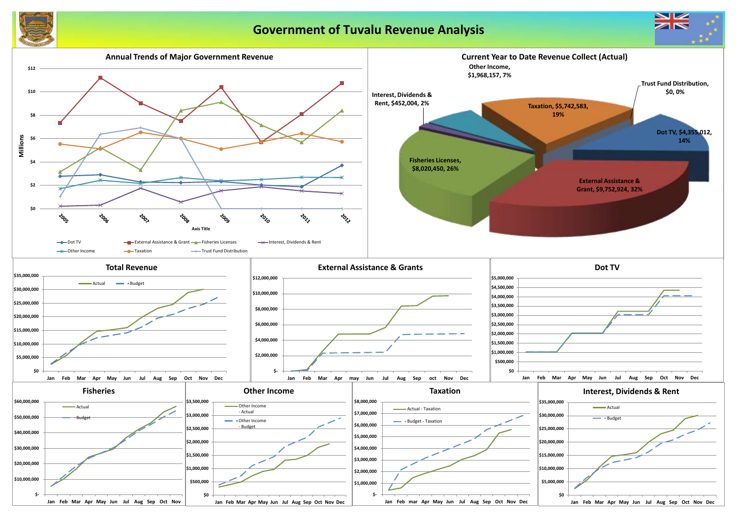# Government of Tuvalu Revenue Analysis

## Annual Trends of Major Government Revenue

Millions

$12, $10, $8, $6, $4, $2, $0

2005, 2006, 2007, 2008, 2009, 2010, 2011, 2012

Axis Title

Dot TV, External Assistance & Grant, Fisheries Licenses, Interest, Dividends & Rent, Other Income, Taxation, Trust Fund Distribution

## Current Year to Date Revenue Collect (Actual)

- Other Income, $1,968,157, 7%
- Trust Fund Distribution, $0, 0%
- Interest, Dividends & Rent, $452,004, 2%
- Taxation, $5,742,583, 19%
- Dot TV, $4,355,012, 14%
- Fisheries Licenses, $8,020,450, 26%
- External Assistance & Grant, $9,752,924, 32%

## Total Revenue

Actual, Budget

$35,000,000, $30,000,000, $25,000,000, $20,000,000, $15,000,000, $10,000,000, $5,000,000, $0

Jan, Feb, Mar, Apr, May, Jun, Jul, Aug, Sep, Oct, Nov, Dec

## External Assistance & Grants

$12,000,000, $10,000,000, $8,000,000, $6,000,000, $4,000,000, $2,000,000, $-

Jan, Feb, Mar, Apr, may, Jun, Jul, Aug, Sep, oct, Nov, Dec

## Dot TV

$5,000,000, $4,500,000, $4,000,000, $3,500,000, $3,000,000, $2,500,000, $2,000,000, $1,500,000, $1,000,000, $500,000, $0

Jan, Feb, Mar, Apr, May, Jun, Jul, Aug, Sep, Oct, Nov, Dec

## Fisheries

Actual, Budget

$60,000,000, $50,000,000, $40,000,000, $30,000,000, $20,000,000, $10,000,000, $-

Jan, Feb, Mar, Apr, May, Jun, Jul, Aug, Sep, Oct, Nov

## Other Income

Other Income - Actual, Other Income - Budget

$3,500,000, $3,000,000, $2,500,000, $2,000,000, $1,500,000, $1,000,000, $500,000, $0

Jan, Feb, Mar, Apr, May, Jun, Jul, Aug, Sep, Oct, Nov, Dec

## Taxation

Actual - Taxation, Budget - Taxation

$8,000,000, $7,000,000, $6,000,000, $5,000,000, $4,000,000, $3,000,000, $2,000,000, $1,000,000, $-

Jan, Feb, mar, Apr, May, Jun, Jul, Aug, Sep, Oct, Nov, Dec

## Interest, Dividends & Rent

Actual, Budget

$35,000,000, $30,000,000, $25,000,000, $20,000,000, $15,000,000, $10,000,000, $5,000,000, $0

Jan, Feb, Mar, Apr, May, Jun, Jul, Aug, Sep, Oct, Nov, Dec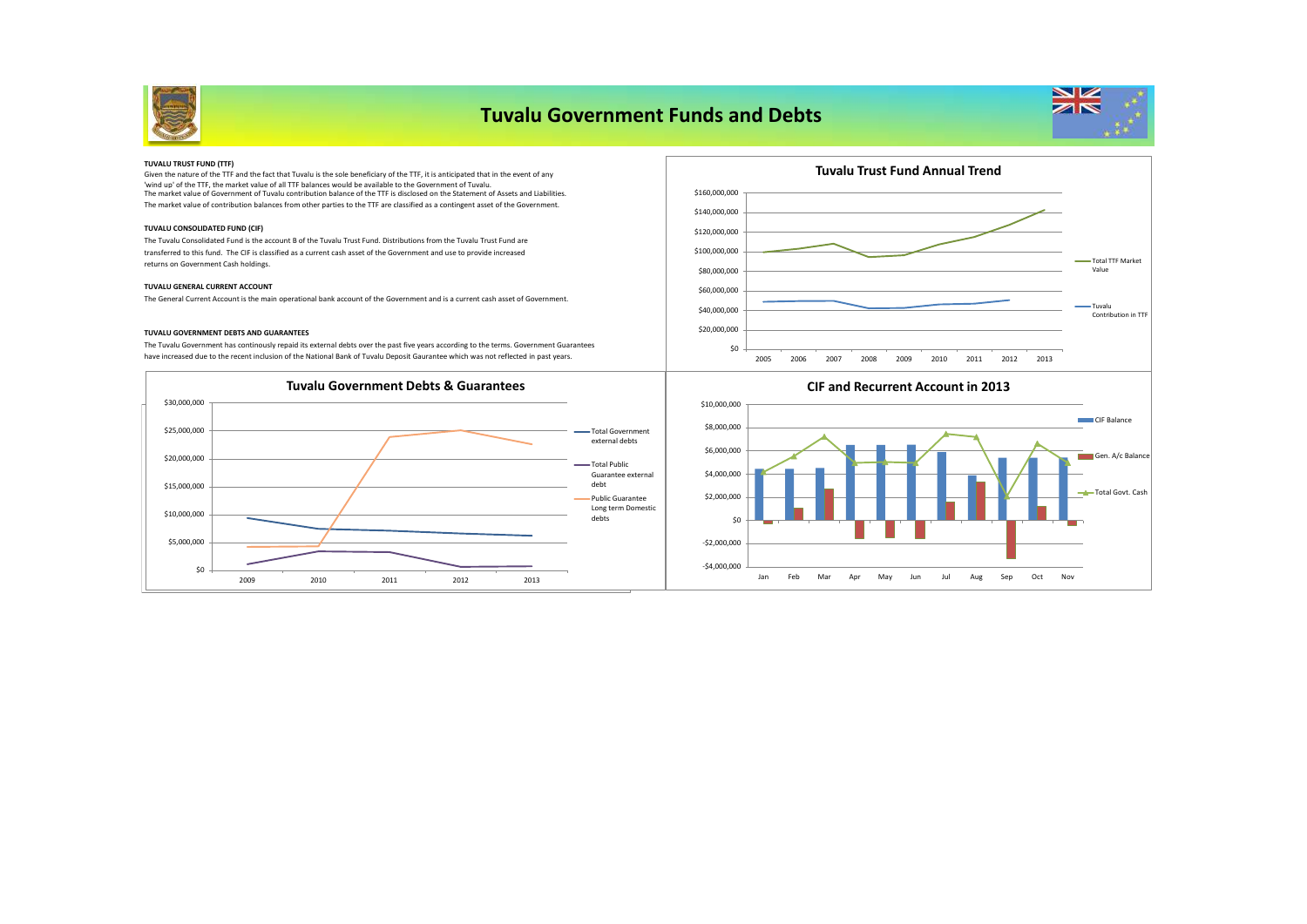# Tuvalu Government Funds and Debts

**TUVALU TRUST FUND (TTF)**

Given the nature of the TTF and the fact that Tuvalu is the sole beneficiary of the TTF, it is anticipated that in the event of any 'wind up' of the TTF, the market value of all TTF balances would be available to the Government of Tuvalu.
The market value of Government of Tuvalu contribution balance of the TTF is disclosed on the Statement of Assets and Liabilities.
The market value of contribution balances from other parties to the TTF are classified as a contingent asset of the Government.

**TUVALU CONSOLIDATED FUND (CIF)**

The Tuvalu Consolidated Fund is the account B of the Tuvalu Trust Fund. Distributions from the Tuvalu Trust Fund are transferred to this fund. The CIF is classified as a current cash asset of the Government and use to provide increased returns on Government Cash holdings.

**TUVALU GENERAL CURRENT ACCOUNT**

The General Current Account is the main operational bank account of the Government and is a current cash asset of Government.

**TUVALU GOVERNMENT DEBTS AND GUARANTEES**

The Tuvalu Government has continously repaid its external debts over the past five years according to the terms. Government Guarantees have increased due to the recent inclusion of the National Bank of Tuvalu Deposit Gaurantee which was not reflected in past years.

**Tuvalu Trust Fund Annual Trend**

Y-axis: $0 – $160,000,000; X-axis: 2005 – 2013. Series: Total TTF Market Value; Tuvalu Contribution in TTF.

**Tuvalu Government Debts & Guarantees**

Y-axis: $0 – $30,000,000; X-axis: 2009 – 2013. Series: Total Government external debts; Total Public Guarantee external debt; Public Guarantee Long term Domestic debts.

**CIF and Recurrent Account in 2013**

Y-axis: -$4,000,000 – $10,000,000; X-axis: Jan – Nov. Series: CIF Balance; Gen. A/c Balance; Total Govt. Cash.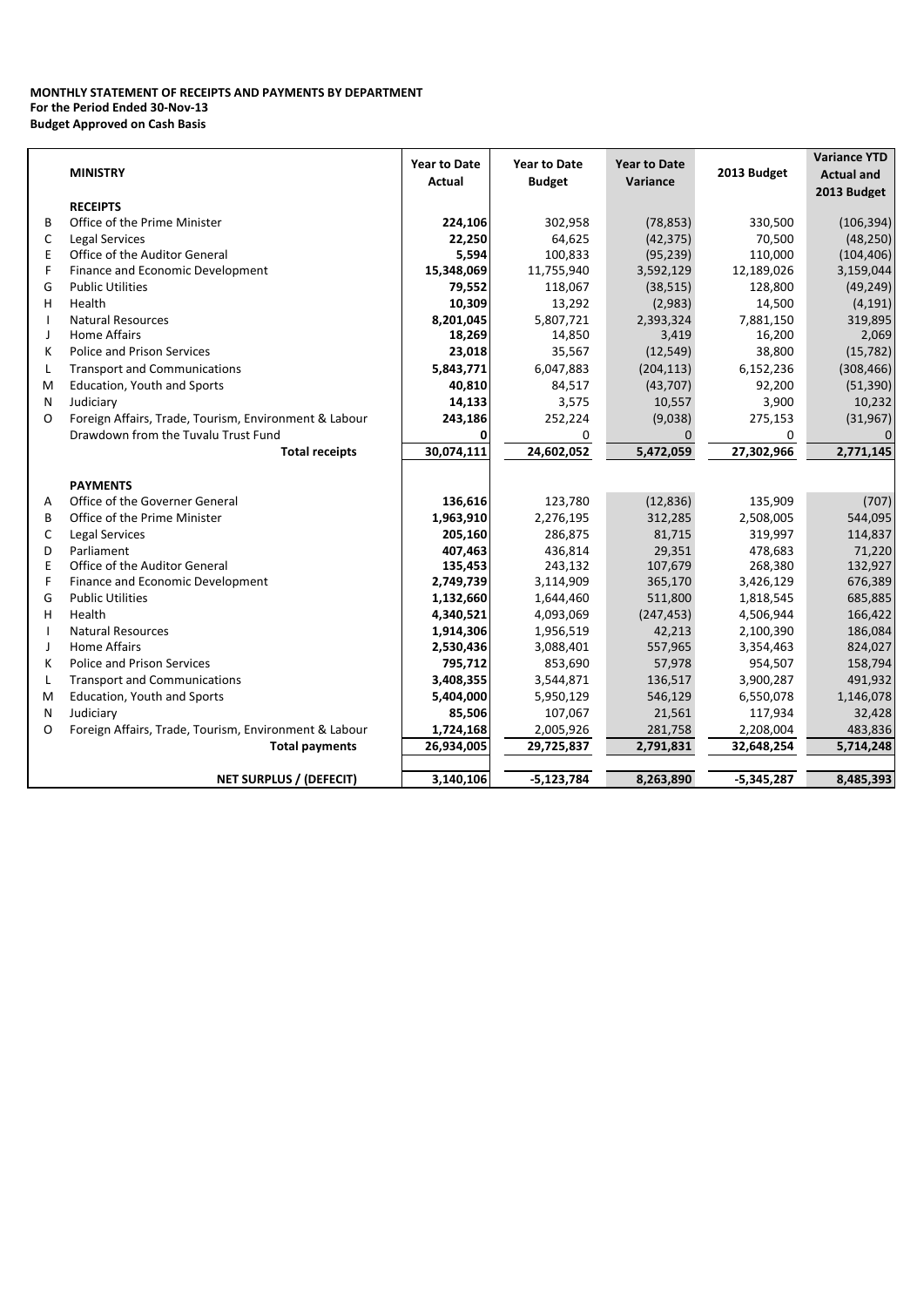**MONTHLY STATEMENT OF RECEIPTS AND PAYMENTS BY DEPARTMENT**
**For the Period Ended 30-Nov-13**
**Budget Approved on Cash Basis**

| | MINISTRY | Year to Date Actual | Year to Date Budget | Year to Date Variance | 2013 Budget | Variance YTD Actual and 2013 Budget |
|---|---|---|---|---|---|---|
| | **RECEIPTS** | | | | | |
| B | Office of the Prime Minister | **224,106** | 302,958 | (78,853) | 330,500 | (106,394) |
| C | Legal Services | **22,250** | 64,625 | (42,375) | 70,500 | (48,250) |
| E | Office of the Auditor General | **5,594** | 100,833 | (95,239) | 110,000 | (104,406) |
| F | Finance and Economic Development | **15,348,069** | 11,755,940 | 3,592,129 | 12,189,026 | 3,159,044 |
| G | Public Utilities | **79,552** | 118,067 | (38,515) | 128,800 | (49,249) |
| H | Health | **10,309** | 13,292 | (2,983) | 14,500 | (4,191) |
| I | Natural Resources | **8,201,045** | 5,807,721 | 2,393,324 | 7,881,150 | 319,895 |
| J | Home Affairs | **18,269** | 14,850 | 3,419 | 16,200 | 2,069 |
| K | Police and Prison Services | **23,018** | 35,567 | (12,549) | 38,800 | (15,782) |
| L | Transport and Communications | **5,843,771** | 6,047,883 | (204,113) | 6,152,236 | (308,466) |
| M | Education, Youth and Sports | **40,810** | 84,517 | (43,707) | 92,200 | (51,390) |
| N | Judiciary | **14,133** | 3,575 | 10,557 | 3,900 | 10,232 |
| O | Foreign Affairs, Trade, Tourism, Environment & Labour | **243,186** | 252,224 | (9,038) | 275,153 | (31,967) |
| | Drawdown from the Tuvalu Trust Fund | **0** | 0 | 0 | 0 | 0 |
| | **Total receipts** | **30,074,111** | **24,602,052** | **5,472,059** | **27,302,966** | **2,771,145** |
| | **PAYMENTS** | | | | | |
| A | Office of the Governer General | **136,616** | 123,780 | (12,836) | 135,909 | (707) |
| B | Office of the Prime Minister | **1,963,910** | 2,276,195 | 312,285 | 2,508,005 | 544,095 |
| C | Legal Services | **205,160** | 286,875 | 81,715 | 319,997 | 114,837 |
| D | Parliament | **407,463** | 436,814 | 29,351 | 478,683 | 71,220 |
| E | Office of the Auditor General | **135,453** | 243,132 | 107,679 | 268,380 | 132,927 |
| F | Finance and Economic Development | **2,749,739** | 3,114,909 | 365,170 | 3,426,129 | 676,389 |
| G | Public Utilities | **1,132,660** | 1,644,460 | 511,800 | 1,818,545 | 685,885 |
| H | Health | **4,340,521** | 4,093,069 | (247,453) | 4,506,944 | 166,422 |
| I | Natural Resources | **1,914,306** | 1,956,519 | 42,213 | 2,100,390 | 186,084 |
| J | Home Affairs | **2,530,436** | 3,088,401 | 557,965 | 3,354,463 | 824,027 |
| K | Police and Prison Services | **795,712** | 853,690 | 57,978 | 954,507 | 158,794 |
| L | Transport and Communications | **3,408,355** | 3,544,871 | 136,517 | 3,900,287 | 491,932 |
| M | Education, Youth and Sports | **5,404,000** | 5,950,129 | 546,129 | 6,550,078 | 1,146,078 |
| N | Judiciary | **85,506** | 107,067 | 21,561 | 117,934 | 32,428 |
| O | Foreign Affairs, Trade, Tourism, Environment & Labour | **1,724,168** | 2,005,926 | 281,758 | 2,208,004 | 483,836 |
| | **Total payments** | **26,934,005** | **29,725,837** | **2,791,831** | **32,648,254** | **5,714,248** |
| | **NET SURPLUS / (DEFECIT)** | **3,140,106** | **-5,123,784** | **8,263,890** | **-5,345,287** | **8,485,393** |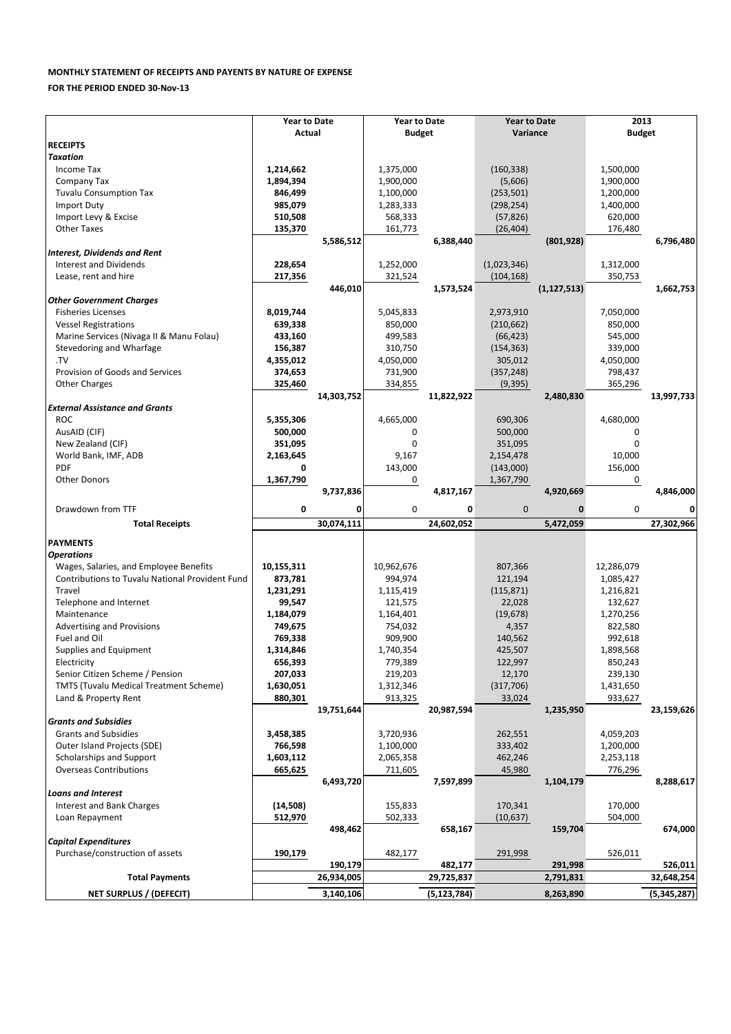**MONTHLY STATEMENT OF RECEIPTS AND PAYENTS BY NATURE OF EXPENSE**

**FOR THE PERIOD ENDED 30-Nov-13**

| | Year to Date Actual | | Year to Date Budget | | Year to Date Variance | | 2013 Budget | |
|---|---|---|---|---|---|---|---|---|
| **RECEIPTS** | | | | | | | | |
| ***Taxation*** | | | | | | | | |
| Income Tax | **1,214,662** | | 1,375,000 | | (160,338) | | 1,500,000 | |
| Company Tax | **1,894,394** | | 1,900,000 | | (5,606) | | 1,900,000 | |
| Tuvalu Consumption Tax | **846,499** | | 1,100,000 | | (253,501) | | 1,200,000 | |
| Import Duty | **985,079** | | 1,283,333 | | (298,254) | | 1,400,000 | |
| Import Levy & Excise | **510,508** | | 568,333 | | (57,826) | | 620,000 | |
| Other Taxes | **135,370** | | 161,773 | | (26,404) | | 176,480 | |
| | | **5,586,512** | | **6,388,440** | | **(801,928)** | | **6,796,480** |
| ***Interest, Dividends and Rent*** | | | | | | | | |
| Interest and Dividends | **228,654** | | 1,252,000 | | (1,023,346) | | 1,312,000 | |
| Lease, rent and hire | **217,356** | | 321,524 | | (104,168) | | 350,753 | |
| | | **446,010** | | **1,573,524** | | **(1,127,513)** | | **1,662,753** |
| ***Other Government Charges*** | | | | | | | | |
| Fisheries Licenses | **8,019,744** | | 5,045,833 | | 2,973,910 | | 7,050,000 | |
| Vessel Registrations | **639,338** | | 850,000 | | (210,662) | | 850,000 | |
| Marine Services (Nivaga II & Manu Folau) | **433,160** | | 499,583 | | (66,423) | | 545,000 | |
| Stevedoring and Wharfage | **156,387** | | 310,750 | | (154,363) | | 339,000 | |
| .TV | **4,355,012** | | 4,050,000 | | 305,012 | | 4,050,000 | |
| Provision of Goods and Services | **374,653** | | 731,900 | | (357,248) | | 798,437 | |
| Other Charges | **325,460** | | 334,855 | | (9,395) | | 365,296 | |
| | | **14,303,752** | | **11,822,922** | | **2,480,830** | | **13,997,733** |
| ***External Assistance and Grants*** | | | | | | | | |
| ROC | **5,355,306** | | 4,665,000 | | 690,306 | | 4,680,000 | |
| AusAID (CIF) | **500,000** | | 0 | | 500,000 | | 0 | |
| New Zealand (CIF) | **351,095** | | 0 | | 351,095 | | 0 | |
| World Bank, IMF, ADB | **2,163,645** | | 9,167 | | 2,154,478 | | 10,000 | |
| PDF | **0** | | 143,000 | | (143,000) | | 156,000 | |
| Other Donors | **1,367,790** | | 0 | | 1,367,790 | | 0 | |
| | | **9,737,836** | | **4,817,167** | | **4,920,669** | | **4,846,000** |
| Drawdown from TTF | **0** | **0** | 0 | **0** | 0 | **0** | 0 | **0** |
| **Total Receipts** | | **30,074,111** | | **24,602,052** | | **5,472,059** | | **27,302,966** |
| **PAYMENTS** | | | | | | | | |
| ***Operations*** | | | | | | | | |
| Wages, Salaries, and Employee Benefits | **10,155,311** | | 10,962,676 | | 807,366 | | 12,286,079 | |
| Contributions to Tuvalu National Provident Fund | **873,781** | | 994,974 | | 121,194 | | 1,085,427 | |
| Travel | **1,231,291** | | 1,115,419 | | (115,871) | | 1,216,821 | |
| Telephone and Internet | **99,547** | | 121,575 | | 22,028 | | 132,627 | |
| Maintenance | **1,184,079** | | 1,164,401 | | (19,678) | | 1,270,256 | |
| Advertising and Provisions | **749,675** | | 754,032 | | 4,357 | | 822,580 | |
| Fuel and Oil | **769,338** | | 909,900 | | 140,562 | | 992,618 | |
| Supplies and Equipment | **1,314,846** | | 1,740,354 | | 425,507 | | 1,898,568 | |
| Electricity | **656,393** | | 779,389 | | 122,997 | | 850,243 | |
| Senior Citizen Scheme / Pension | **207,033** | | 219,203 | | 12,170 | | 239,130 | |
| TMTS (Tuvalu Medical Treatment Scheme) | **1,630,051** | | 1,312,346 | | (317,706) | | 1,431,650 | |
| Land & Property Rent | **880,301** | | 913,325 | | 33,024 | | 933,627 | |
| | | **19,751,644** | | **20,987,594** | | **1,235,950** | | **23,159,626** |
| ***Grants and Subsidies*** | | | | | | | | |
| Grants and Subsidies | **3,458,385** | | 3,720,936 | | 262,551 | | 4,059,203 | |
| Outer Island Projects (SDE) | **766,598** | | 1,100,000 | | 333,402 | | 1,200,000 | |
| Scholarships and Support | **1,603,112** | | 2,065,358 | | 462,246 | | 2,253,118 | |
| Overseas Contributions | **665,625** | | 711,605 | | 45,980 | | 776,296 | |
| | | **6,493,720** | | **7,597,899** | | **1,104,179** | | **8,288,617** |
| ***Loans and Interest*** | | | | | | | | |
| Interest and Bank Charges | **(14,508)** | | 155,833 | | 170,341 | | 170,000 | |
| Loan Repayment | **512,970** | | 502,333 | | (10,637) | | 504,000 | |
| | | **498,462** | | **658,167** | | **159,704** | | **674,000** |
| ***Capital Expenditures*** | | | | | | | | |
| Purchase/construction of assets | **190,179** | | 482,177 | | 291,998 | | 526,011 | |
| | | **190,179** | | **482,177** | | **291,998** | | **526,011** |
| **Total Payments** | | **26,934,005** | | **29,725,837** | | **2,791,831** | | **32,648,254** |
| **NET SURPLUS / (DEFECIT)** | | **3,140,106** | | **(5,123,784)** | | **8,263,890** | | **(5,345,287)** |